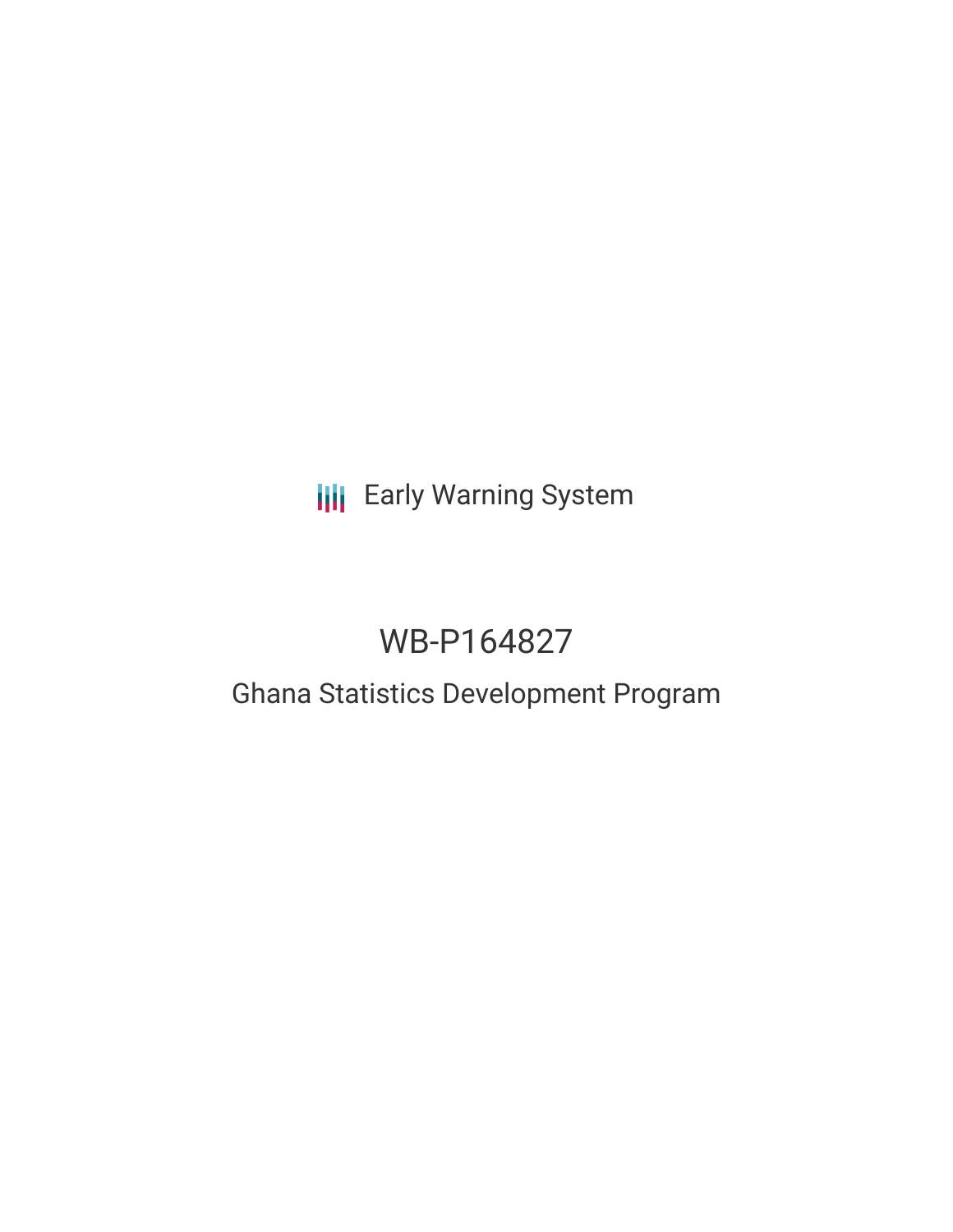Early Warning System

# WB-P164827

## Ghana Statistics Development Program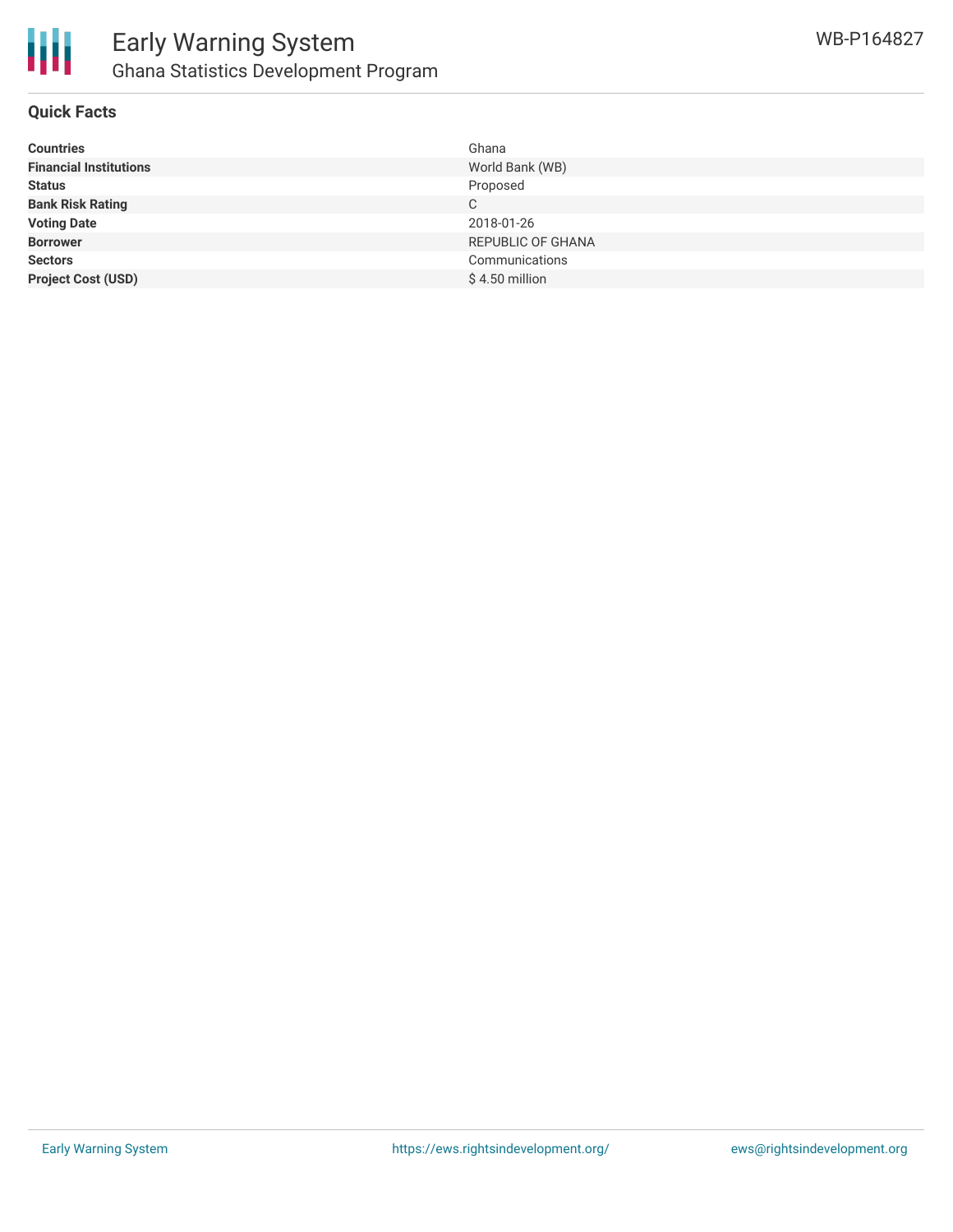# Early Warning System

## Ghana Statistics Development Program

WB-P164827

### Quick Facts

| | |
|---|---|
| **Countries** | Ghana |
| **Financial Institutions** | World Bank (WB) |
| **Status** | Proposed |
| **Bank Risk Rating** | C |
| **Voting Date** | 2018-01-26 |
| **Borrower** | REPUBLIC OF GHANA |
| **Sectors** | Communications |
| **Project Cost (USD)** | $ 4.50 million |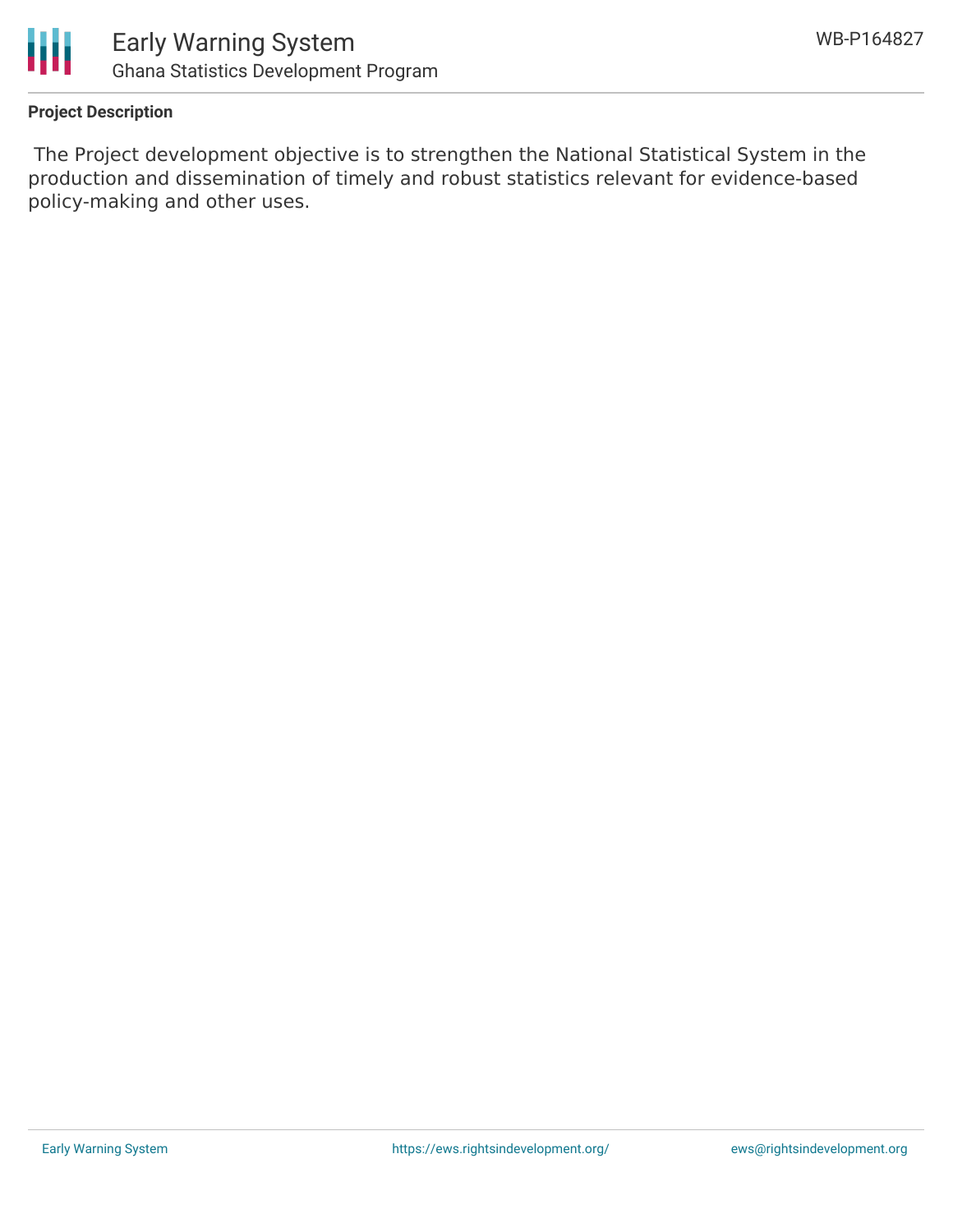**Project Description**

The Project development objective is to strengthen the National Statistical System in the production and dissemination of timely and robust statistics relevant for evidence-based policy-making and other uses.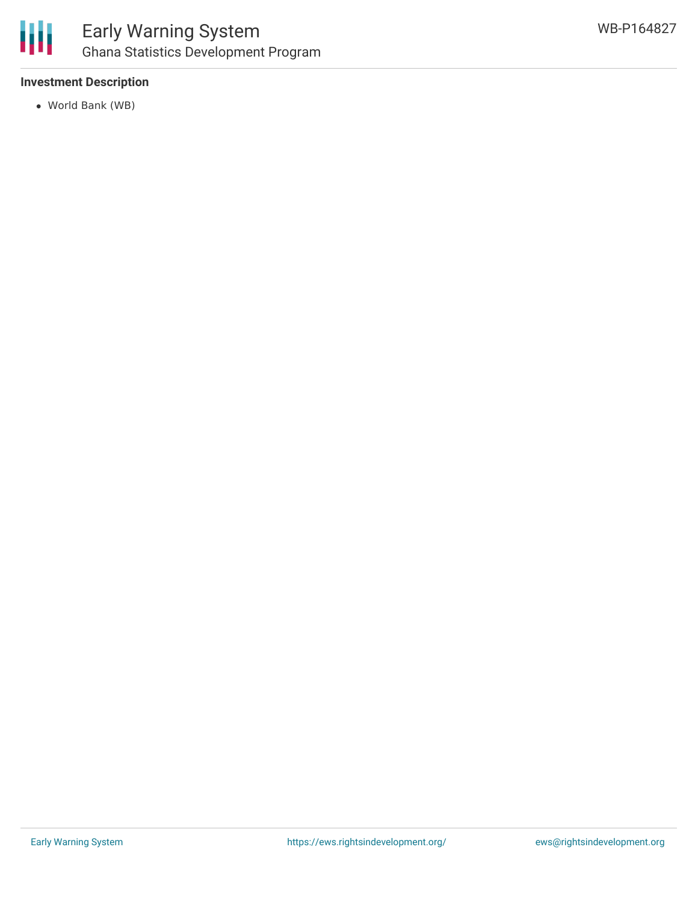**Investment Description**

- World Bank (WB)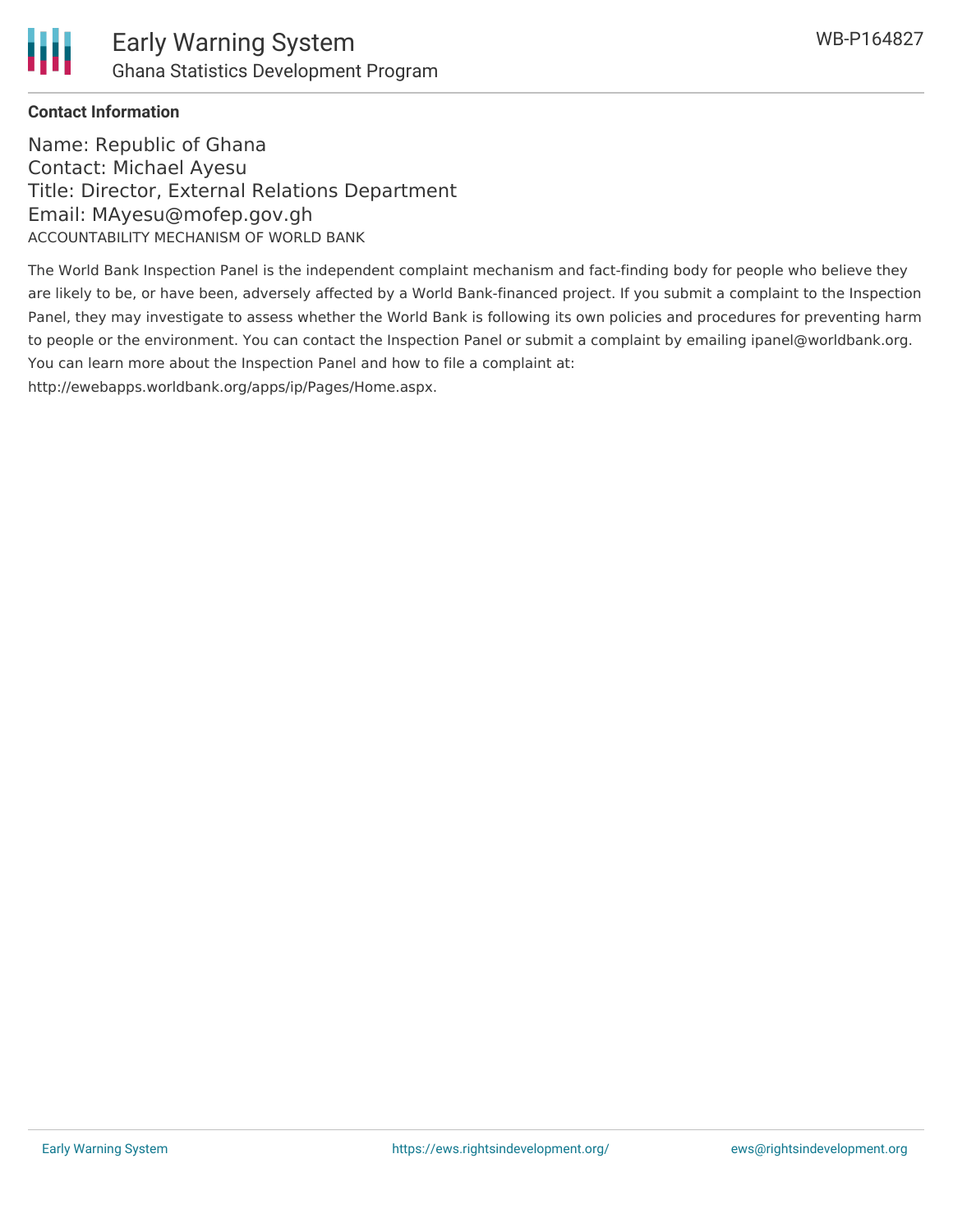**Contact Information**

Name: Republic of Ghana
Contact: Michael Ayesu
Title: Director, External Relations Department
Email: MAyesu@mofep.gov.gh

ACCOUNTABILITY MECHANISM OF WORLD BANK

The World Bank Inspection Panel is the independent complaint mechanism and fact-finding body for people who believe they are likely to be, or have been, adversely affected by a World Bank-financed project. If you submit a complaint to the Inspection Panel, they may investigate to assess whether the World Bank is following its own policies and procedures for preventing harm to people or the environment. You can contact the Inspection Panel or submit a complaint by emailing ipanel@worldbank.org. You can learn more about the Inspection Panel and how to file a complaint at: http://ewebapps.worldbank.org/apps/ip/Pages/Home.aspx.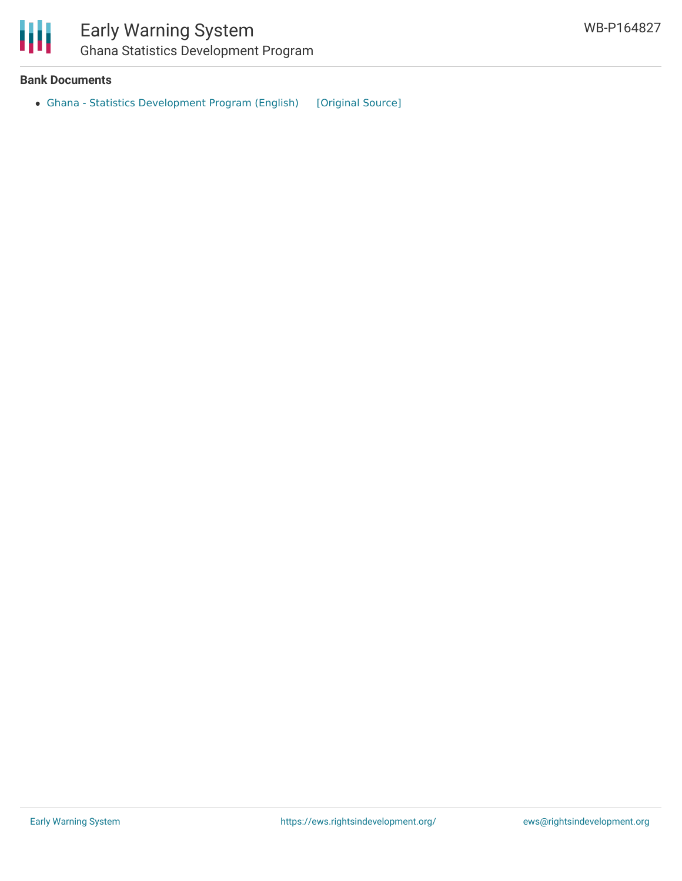**Bank Documents**

- Ghana - Statistics Development Program (English) [Original Source]